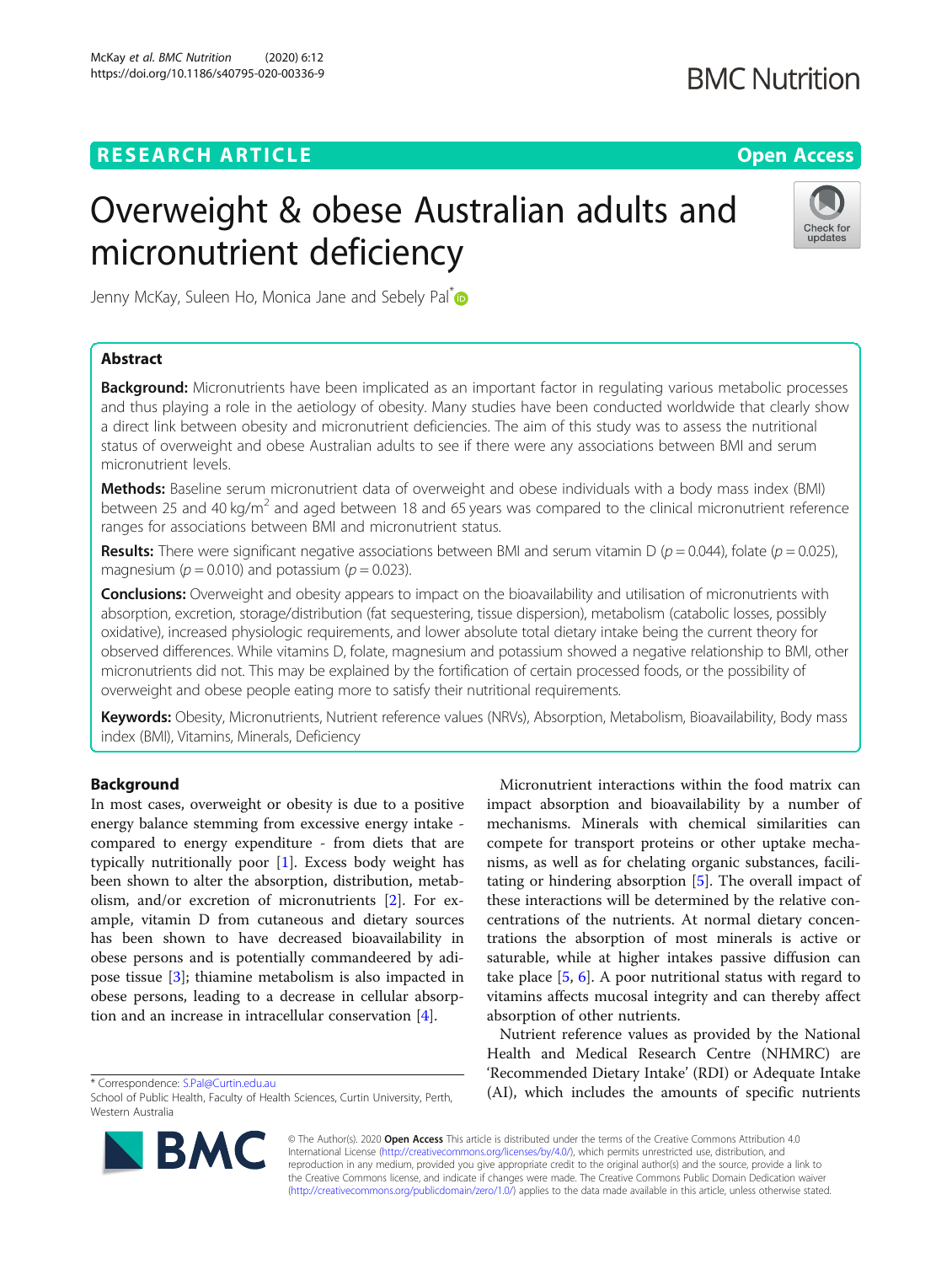**RESEARCH ARTICLE** **Open Access**

# Overweight & obese Australian adults and micronutrient deficiency

Jenny McKay, Suleen Ho, Monica Jane and Sebely Pal*

## Abstract

**Background:** Micronutrients have been implicated as an important factor in regulating various metabolic processes and thus playing a role in the aetiology of obesity. Many studies have been conducted worldwide that clearly show a direct link between obesity and micronutrient deficiencies. The aim of this study was to assess the nutritional status of overweight and obese Australian adults to see if there were any associations between BMI and serum micronutrient levels.

**Methods:** Baseline serum micronutrient data of overweight and obese individuals with a body mass index (BMI) between 25 and 40 kg/m$^2$ and aged between 18 and 65 years was compared to the clinical micronutrient reference ranges for associations between BMI and micronutrient status.

**Results:** There were significant negative associations between BMI and serum vitamin D ($p = 0.044$), folate ($p = 0.025$), magnesium ($p = 0.010$) and potassium ($p = 0.023$).

**Conclusions:** Overweight and obesity appears to impact on the bioavailability and utilisation of micronutrients with absorption, excretion, storage/distribution (fat sequestering, tissue dispersion), metabolism (catabolic losses, possibly oxidative), increased physiologic requirements, and lower absolute total dietary intake being the current theory for observed differences. While vitamins D, folate, magnesium and potassium showed a negative relationship to BMI, other micronutrients did not. This may be explained by the fortification of certain processed foods, or the possibility of overweight and obese people eating more to satisfy their nutritional requirements.

**Keywords:** Obesity, Micronutrients, Nutrient reference values (NRVs), Absorption, Metabolism, Bioavailability, Body mass index (BMI), Vitamins, Minerals, Deficiency

## Background

In most cases, overweight or obesity is due to a positive energy balance stemming from excessive energy intake - compared to energy expenditure - from diets that are typically nutritionally poor [1]. Excess body weight has been shown to alter the absorption, distribution, metabolism, and/or excretion of micronutrients [2]. For example, vitamin D from cutaneous and dietary sources has been shown to have decreased bioavailability in obese persons and is potentially commandeered by adipose tissue [3]; thiamine metabolism is also impacted in obese persons, leading to a decrease in cellular absorption and an increase in intracellular conservation [4].

Micronutrient interactions within the food matrix can impact absorption and bioavailability by a number of mechanisms. Minerals with chemical similarities can compete for transport proteins or other uptake mechanisms, as well as for chelating organic substances, facilitating or hindering absorption [5]. The overall impact of these interactions will be determined by the relative concentrations of the nutrients. At normal dietary concentrations the absorption of most minerals is active or saturable, while at higher intakes passive diffusion can take place [5, 6]. A poor nutritional status with regard to vitamins affects mucosal integrity and can thereby affect absorption of other nutrients.

Nutrient reference values as provided by the National Health and Medical Research Centre (NHMRC) are 'Recommended Dietary Intake' (RDI) or Adequate Intake (AI), which includes the amounts of specific nutrients

* Correspondence: S.Pal@Curtin.edu.au
School of Public Health, Faculty of Health Sciences, Curtin University, Perth, Western Australia

© The Author(s). 2020 **Open Access** This article is distributed under the terms of the Creative Commons Attribution 4.0 International License (http://creativecommons.org/licenses/by/4.0/), which permits unrestricted use, distribution, and reproduction in any medium, provided you give appropriate credit to the original author(s) and the source, provide a link to the Creative Commons license, and indicate if changes were made. The Creative Commons Public Domain Dedication waiver (http://creativecommons.org/publicdomain/zero/1.0/) applies to the data made available in this article, unless otherwise stated.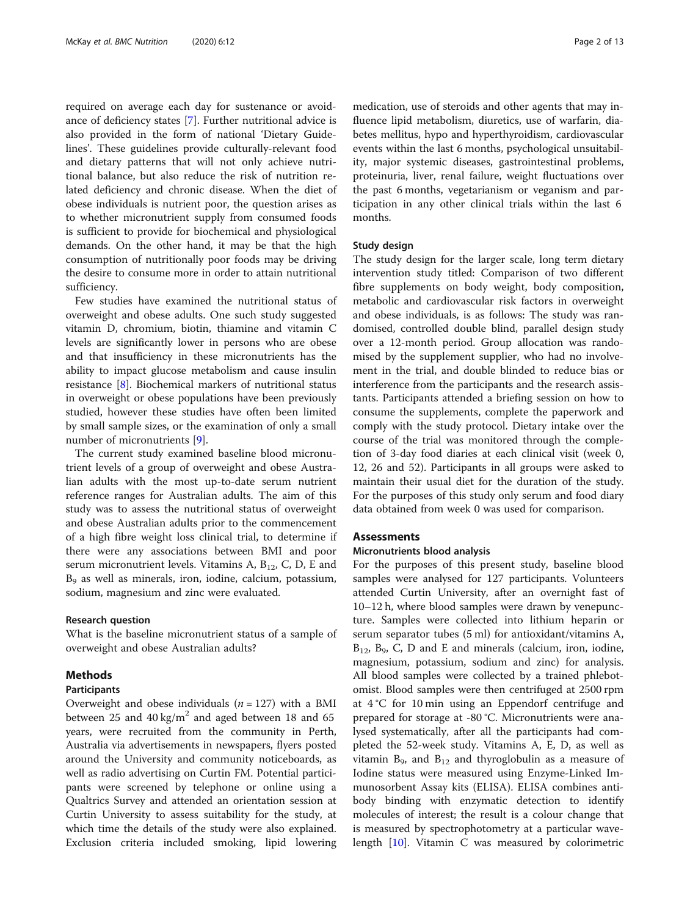required on average each day for sustenance or avoidance of deficiency states [7]. Further nutritional advice is also provided in the form of national 'Dietary Guidelines'. These guidelines provide culturally-relevant food and dietary patterns that will not only achieve nutritional balance, but also reduce the risk of nutrition related deficiency and chronic disease. When the diet of obese individuals is nutrient poor, the question arises as to whether micronutrient supply from consumed foods is sufficient to provide for biochemical and physiological demands. On the other hand, it may be that the high consumption of nutritionally poor foods may be driving the desire to consume more in order to attain nutritional sufficiency.

Few studies have examined the nutritional status of overweight and obese adults. One such study suggested vitamin D, chromium, biotin, thiamine and vitamin C levels are significantly lower in persons who are obese and that insufficiency in these micronutrients has the ability to impact glucose metabolism and cause insulin resistance [8]. Biochemical markers of nutritional status in overweight or obese populations have been previously studied, however these studies have often been limited by small sample sizes, or the examination of only a small number of micronutrients [9].

The current study examined baseline blood micronutrient levels of a group of overweight and obese Australian adults with the most up-to-date serum nutrient reference ranges for Australian adults. The aim of this study was to assess the nutritional status of overweight and obese Australian adults prior to the commencement of a high fibre weight loss clinical trial, to determine if there were any associations between BMI and poor serum micronutrient levels. Vitamins A, $B_{12}$, C, D, E and $B_9$ as well as minerals, iron, iodine, calcium, potassium, sodium, magnesium and zinc were evaluated.

### Research question

What is the baseline micronutrient status of a sample of overweight and obese Australian adults?

## Methods

### Participants

Overweight and obese individuals ($n = 127$) with a BMI between 25 and 40 kg/$m^2$ and aged between 18 and 65 years, were recruited from the community in Perth, Australia via advertisements in newspapers, flyers posted around the University and community noticeboards, as well as radio advertising on Curtin FM. Potential participants were screened by telephone or online using a Qualtrics Survey and attended an orientation session at Curtin University to assess suitability for the study, at which time the details of the study were also explained. Exclusion criteria included smoking, lipid lowering medication, use of steroids and other agents that may influence lipid metabolism, diuretics, use of warfarin, diabetes mellitus, hypo and hyperthyroidism, cardiovascular events within the last 6 months, psychological unsuitability, major systemic diseases, gastrointestinal problems, proteinuria, liver, renal failure, weight fluctuations over the past 6 months, vegetarianism or veganism and participation in any other clinical trials within the last 6 months.

### Study design

The study design for the larger scale, long term dietary intervention study titled: Comparison of two different fibre supplements on body weight, body composition, metabolic and cardiovascular risk factors in overweight and obese individuals, is as follows: The study was randomised, controlled double blind, parallel design study over a 12-month period. Group allocation was randomised by the supplement supplier, who had no involvement in the trial, and double blinded to reduce bias or interference from the participants and the research assistants. Participants attended a briefing session on how to consume the supplements, complete the paperwork and comply with the study protocol. Dietary intake over the course of the trial was monitored through the completion of 3-day food diaries at each clinical visit (week 0, 12, 26 and 52). Participants in all groups were asked to maintain their usual diet for the duration of the study. For the purposes of this study only serum and food diary data obtained from week 0 was used for comparison.

## Assessments

### Micronutrients blood analysis

For the purposes of this present study, baseline blood samples were analysed for 127 participants. Volunteers attended Curtin University, after an overnight fast of 10–12 h, where blood samples were drawn by venepuncture. Samples were collected into lithium heparin or serum separator tubes (5 ml) for antioxidant/vitamins A, $B_{12}$, $B_9$, C, D and E and minerals (calcium, iron, iodine, magnesium, potassium, sodium and zinc) for analysis. All blood samples were collected by a trained phlebotomist. Blood samples were then centrifuged at 2500 rpm at 4 °C for 10 min using an Eppendorf centrifuge and prepared for storage at -80 °C. Micronutrients were analysed systematically, after all the participants had completed the 52-week study. Vitamins A, E, D, as well as vitamin $B_9$, and $B_{12}$ and thyroglobulin as a measure of Iodine status were measured using Enzyme-Linked Immunosorbent Assay kits (ELISA). ELISA combines antibody binding with enzymatic detection to identify molecules of interest; the result is a colour change that is measured by spectrophotometry at a particular wavelength [10]. Vitamin C was measured by colorimetric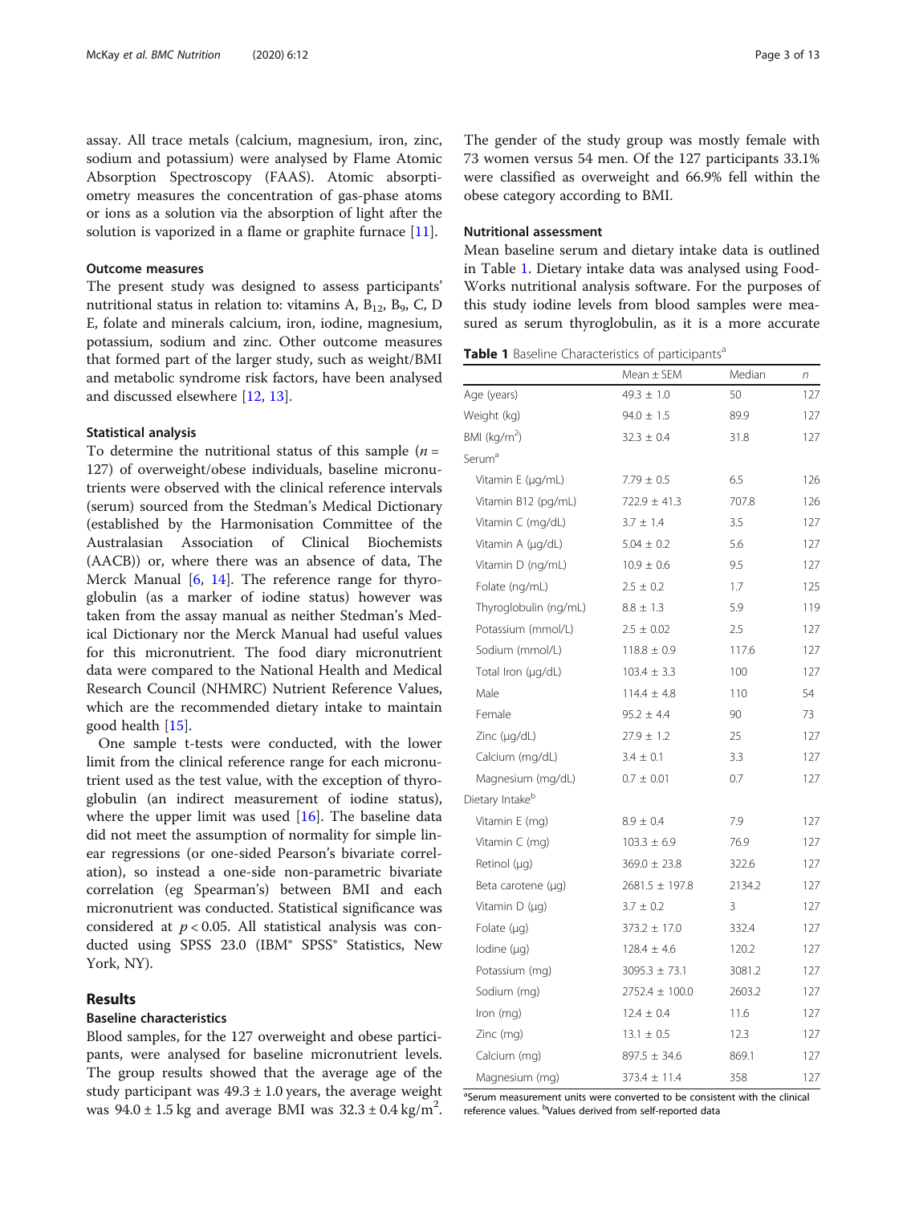assay. All trace metals (calcium, magnesium, iron, zinc, sodium and potassium) were analysed by Flame Atomic Absorption Spectroscopy (FAAS). Atomic absorptiometry measures the concentration of gas-phase atoms or ions as a solution via the absorption of light after the solution is vaporized in a flame or graphite furnace [11].

### Outcome measures

The present study was designed to assess participants' nutritional status in relation to: vitamins A, $B_{12}$, $B_9$, C, D E, folate and minerals calcium, iron, iodine, magnesium, potassium, sodium and zinc. Other outcome measures that formed part of the larger study, such as weight/BMI and metabolic syndrome risk factors, have been analysed and discussed elsewhere [12, 13].

### Statistical analysis

To determine the nutritional status of this sample ($n$ = 127) of overweight/obese individuals, baseline micronutrients were observed with the clinical reference intervals (serum) sourced from the Stedman's Medical Dictionary (established by the Harmonisation Committee of the Australasian Association of Clinical Biochemists (AACB)) or, where there was an absence of data, The Merck Manual [6, 14]. The reference range for thyroglobulin (as a marker of iodine status) however was taken from the assay manual as neither Stedman's Medical Dictionary nor the Merck Manual had useful values for this micronutrient. The food diary micronutrient data were compared to the National Health and Medical Research Council (NHMRC) Nutrient Reference Values, which are the recommended dietary intake to maintain good health [15].

One sample t-tests were conducted, with the lower limit from the clinical reference range for each micronutrient used as the test value, with the exception of thyroglobulin (an indirect measurement of iodine status), where the upper limit was used [16]. The baseline data did not meet the assumption of normality for simple linear regressions (or one-sided Pearson's bivariate correlation), so instead a one-side non-parametric bivariate correlation (eg Spearman's) between BMI and each micronutrient was conducted. Statistical significance was considered at $p < 0.05$. All statistical analysis was conducted using SPSS 23.0 (IBM® SPSS® Statistics, New York, NY).

## Results

### Baseline characteristics

Blood samples, for the 127 overweight and obese participants, were analysed for baseline micronutrient levels. The group results showed that the average age of the study participant was 49.3 ± 1.0 years, the average weight was 94.0 ± 1.5 kg and average BMI was 32.3 ± 0.4 kg/m$^2$. The gender of the study group was mostly female with 73 women versus 54 men. Of the 127 participants 33.1% were classified as overweight and 66.9% fell within the obese category according to BMI.

### Nutritional assessment

Mean baseline serum and dietary intake data is outlined in Table 1. Dietary intake data was analysed using FoodWorks nutritional analysis software. For the purposes of this study iodine levels from blood samples were measured as serum thyroglobulin, as it is a more accurate

**Table 1** Baseline Characteristics of participants[a]

| | Mean ± SEM | Median | $n$ |
|---|---|---|---|
| Age (years) | 49.3 ± 1.0 | 50 | 127 |
| Weight (kg) | 94.0 ± 1.5 | 89.9 | 127 |
| BMI (kg/m$^2$) | 32.3 ± 0.4 | 31.8 | 127 |
| Serum[a] | | | |
| Vitamin E (μg/mL) | 7.79 ± 0.5 | 6.5 | 126 |
| Vitamin B12 (pg/mL) | 722.9 ± 41.3 | 707.8 | 126 |
| Vitamin C (mg/dL) | 3.7 ± 1.4 | 3.5 | 127 |
| Vitamin A (μg/dL) | 5.04 ± 0.2 | 5.6 | 127 |
| Vitamin D (ng/mL) | 10.9 ± 0.6 | 9.5 | 127 |
| Folate (ng/mL) | 2.5 ± 0.2 | 1.7 | 125 |
| Thyroglobulin (ng/mL) | 8.8 ± 1.3 | 5.9 | 119 |
| Potassium (mmol/L) | 2.5 ± 0.02 | 2.5 | 127 |
| Sodium (mmol/L) | 118.8 ± 0.9 | 117.6 | 127 |
| Total Iron (μg/dL) | 103.4 ± 3.3 | 100 | 127 |
| Male | 114.4 ± 4.8 | 110 | 54 |
| Female | 95.2 ± 4.4 | 90 | 73 |
| Zinc (μg/dL) | 27.9 ± 1.2 | 25 | 127 |
| Calcium (mg/dL) | 3.4 ± 0.1 | 3.3 | 127 |
| Magnesium (mg/dL) | 0.7 ± 0.01 | 0.7 | 127 |
| Dietary Intake[b] | | | |
| Vitamin E (mg) | 8.9 ± 0.4 | 7.9 | 127 |
| Vitamin C (mg) | 103.3 ± 6.9 | 76.9 | 127 |
| Retinol (μg) | 369.0 ± 23.8 | 322.6 | 127 |
| Beta carotene (μg) | 2681.5 ± 197.8 | 2134.2 | 127 |
| Vitamin D (μg) | 3.7 ± 0.2 | 3 | 127 |
| Folate (μg) | 373.2 ± 17.0 | 332.4 | 127 |
| Iodine (μg) | 128.4 ± 4.6 | 120.2 | 127 |
| Potassium (mg) | 3095.3 ± 73.1 | 3081.2 | 127 |
| Sodium (mg) | 2752.4 ± 100.0 | 2603.2 | 127 |
| Iron (mg) | 12.4 ± 0.4 | 11.6 | 127 |
| Zinc (mg) | 13.1 ± 0.5 | 12.3 | 127 |
| Calcium (mg) | 897.5 ± 34.6 | 869.1 | 127 |
| Magnesium (mg) | 373.4 ± 11.4 | 358 | 127 |

[a]Serum measurement units were converted to be consistent with the clinical reference values. [b]Values derived from self-reported data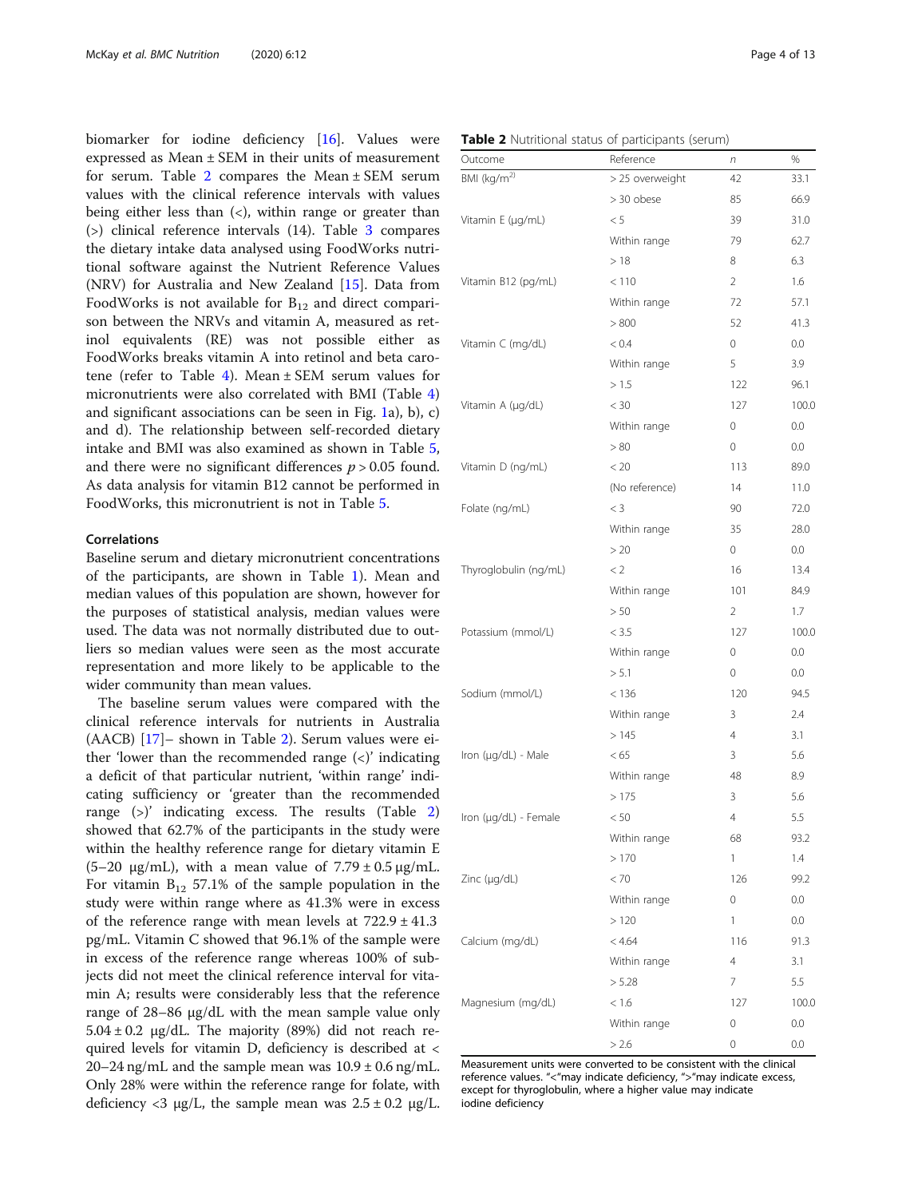biomarker for iodine deficiency [16]. Values were expressed as Mean ± SEM in their units of measurement for serum. Table 2 compares the Mean ± SEM serum values with the clinical reference intervals with values being either less than (<), within range or greater than (>) clinical reference intervals (14). Table 3 compares the dietary intake data analysed using FoodWorks nutritional software against the Nutrient Reference Values (NRV) for Australia and New Zealand [15]. Data from FoodWorks is not available for $B_{12}$ and direct comparison between the NRVs and vitamin A, measured as retinol equivalents (RE) was not possible either as FoodWorks breaks vitamin A into retinol and beta carotene (refer to Table 4). Mean ± SEM serum values for micronutrients were also correlated with BMI (Table 4) and significant associations can be seen in Fig. 1a), b), c) and d). The relationship between self-recorded dietary intake and BMI was also examined as shown in Table 5, and there were no significant differences $p > 0.05$ found. As data analysis for vitamin B12 cannot be performed in FoodWorks, this micronutrient is not in Table 5.

### Correlations

Baseline serum and dietary micronutrient concentrations of the participants, are shown in Table 1). Mean and median values of this population are shown, however for the purposes of statistical analysis, median values were used. The data was not normally distributed due to outliers so median values were seen as the most accurate representation and more likely to be applicable to the wider community than mean values.

The baseline serum values were compared with the clinical reference intervals for nutrients in Australia (AACB) [17]– shown in Table 2). Serum values were either 'lower than the recommended range (<)' indicating a deficit of that particular nutrient, 'within range' indicating sufficiency or 'greater than the recommended range (>)' indicating excess. The results (Table 2) showed that 62.7% of the participants in the study were within the healthy reference range for dietary vitamin E (5–20 μg/mL), with a mean value of 7.79 ± 0.5 μg/mL. For vitamin $B_{12}$ 57.1% of the sample population in the study were within range where as 41.3% were in excess of the reference range with mean levels at 722.9 ± 41.3 pg/mL. Vitamin C showed that 96.1% of the sample were in excess of the reference range whereas 100% of subjects did not meet the clinical reference interval for vitamin A; results were considerably less that the reference range of 28–86 μg/dL with the mean sample value only 5.04 ± 0.2 μg/dL. The majority (89%) did not reach required levels for vitamin D, deficiency is described at < 20–24 ng/mL and the sample mean was 10.9 ± 0.6 ng/mL. Only 28% were within the reference range for folate, with deficiency <3 μg/L, the sample mean was 2.5 ± 0.2 μg/L.

**Table 2** Nutritional status of participants (serum)

| Outcome | Reference | n | % |
|---|---|---|---|
| BMI (kg/m$^2$) | > 25 overweight | 42 | 33.1 |
| | > 30 obese | 85 | 66.9 |
| Vitamin E (μg/mL) | < 5 | 39 | 31.0 |
| | Within range | 79 | 62.7 |
| | > 18 | 8 | 6.3 |
| Vitamin B12 (pg/mL) | < 110 | 2 | 1.6 |
| | Within range | 72 | 57.1 |
| | > 800 | 52 | 41.3 |
| Vitamin C (mg/dL) | < 0.4 | 0 | 0.0 |
| | Within range | 5 | 3.9 |
| | > 1.5 | 122 | 96.1 |
| Vitamin A (μg/dL) | < 30 | 127 | 100.0 |
| | Within range | 0 | 0.0 |
| | > 80 | 0 | 0.0 |
| Vitamin D (ng/mL) | < 20 | 113 | 89.0 |
| | (No reference) | 14 | 11.0 |
| Folate (ng/mL) | < 3 | 90 | 72.0 |
| | Within range | 35 | 28.0 |
| | > 20 | 0 | 0.0 |
| Thyroglobulin (ng/mL) | < 2 | 16 | 13.4 |
| | Within range | 101 | 84.9 |
| | > 50 | 2 | 1.7 |
| Potassium (mmol/L) | < 3.5 | 127 | 100.0 |
| | Within range | 0 | 0.0 |
| | > 5.1 | 0 | 0.0 |
| Sodium (mmol/L) | < 136 | 120 | 94.5 |
| | Within range | 3 | 2.4 |
| | > 145 | 4 | 3.1 |
| Iron (μg/dL) - Male | < 65 | 3 | 5.6 |
| | Within range | 48 | 8.9 |
| | > 175 | 3 | 5.6 |
| Iron (μg/dL) - Female | < 50 | 4 | 5.5 |
| | Within range | 68 | 93.2 |
| | > 170 | 1 | 1.4 |
| Zinc (μg/dL) | < 70 | 126 | 99.2 |
| | Within range | 0 | 0.0 |
| | > 120 | 1 | 0.0 |
| Calcium (mg/dL) | < 4.64 | 116 | 91.3 |
| | Within range | 4 | 3.1 |
| | > 5.28 | 7 | 5.5 |
| Magnesium (mg/dL) | < 1.6 | 127 | 100.0 |
| | Within range | 0 | 0.0 |
| | > 2.6 | 0 | 0.0 |

Measurement units were converted to be consistent with the clinical reference values. "<"may indicate deficiency, ">"may indicate excess, except for thyroglobulin, where a higher value may indicate iodine deficiency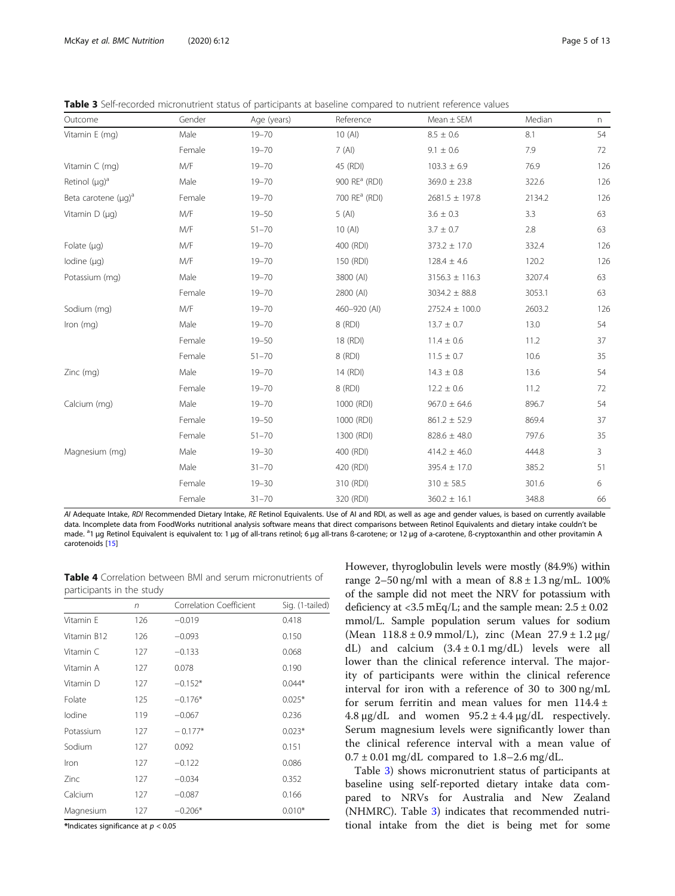**Table 3** Self-recorded micronutrient status of participants at baseline compared to nutrient reference values

| Outcome | Gender | Age (years) | Reference | Mean ± SEM | Median | n |
|---|---|---|---|---|---|---|
| Vitamin E (mg) | Male | 19–70 | 10 (AI) | 8.5 ± 0.6 | 8.1 | 54 |
| | Female | 19–70 | 7 (AI) | 9.1 ± 0.6 | 7.9 | 72 |
| Vitamin C (mg) | M/F | 19–70 | 45 (RDI) | 103.3 ± 6.9 | 76.9 | 126 |
| Retinol (μg)[a] | Male | 19–70 | 900 RE[a] (RDI) | 369.0 ± 23.8 | 322.6 | 126 |
| Beta carotene (μg)[a] | Female | 19–70 | 700 RE[a] (RDI) | 2681.5 ± 197.8 | 2134.2 | 126 |
| Vitamin D (μg) | M/F | 19–50 | 5 (AI) | 3.6 ± 0.3 | 3.3 | 63 |
| | M/F | 51–70 | 10 (AI) | 3.7 ± 0.7 | 2.8 | 63 |
| Folate (μg) | M/F | 19–70 | 400 (RDI) | 373.2 ± 17.0 | 332.4 | 126 |
| Iodine (μg) | M/F | 19–70 | 150 (RDI) | 128.4 ± 4.6 | 120.2 | 126 |
| Potassium (mg) | Male | 19–70 | 3800 (AI) | 3156.3 ± 116.3 | 3207.4 | 63 |
| | Female | 19–70 | 2800 (AI) | 3034.2 ± 88.8 | 3053.1 | 63 |
| Sodium (mg) | M/F | 19–70 | 460–920 (AI) | 2752.4 ± 100.0 | 2603.2 | 126 |
| Iron (mg) | Male | 19–70 | 8 (RDI) | 13.7 ± 0.7 | 13.0 | 54 |
| | Female | 19–50 | 18 (RDI) | 11.4 ± 0.6 | 11.2 | 37 |
| | Female | 51–70 | 8 (RDI) | 11.5 ± 0.7 | 10.6 | 35 |
| Zinc (mg) | Male | 19–70 | 14 (RDI) | 14.3 ± 0.8 | 13.6 | 54 |
| | Female | 19–70 | 8 (RDI) | 12.2 ± 0.6 | 11.2 | 72 |
| Calcium (mg) | Male | 19–70 | 1000 (RDI) | 967.0 ± 64.6 | 896.7 | 54 |
| | Female | 19–50 | 1000 (RDI) | 861.2 ± 52.9 | 869.4 | 37 |
| | Female | 51–70 | 1300 (RDI) | 828.6 ± 48.0 | 797.6 | 35 |
| Magnesium (mg) | Male | 19–30 | 400 (RDI) | 414.2 ± 46.0 | 444.8 | 3 |
| | Male | 31–70 | 420 (RDI) | 395.4 ± 17.0 | 385.2 | 51 |
| | Female | 19–30 | 310 (RDI) | 310 ± 58.5 | 301.6 | 6 |
| | Female | 31–70 | 320 (RDI) | 360.2 ± 16.1 | 348.8 | 66 |

*AI* Adequate Intake, *RDI* Recommended Dietary Intake, *RE* Retinol Equivalents. Use of AI and RDI, as well as age and gender values, is based on currently available data. Incomplete data from FoodWorks nutritional analysis software means that direct comparisons between Retinol Equivalents and dietary intake couldn't be made. [a]1 μg Retinol Equivalent is equivalent to: 1 μg of all-trans retinol; 6 μg all-trans ß-carotene; or 12 μg of a-carotene, ß-cryptoxanthin and other provitamin A carotenoids [15]

**Table 4** Correlation between BMI and serum micronutrients of participants in the study

| | *n* | Correlation Coefficient | Sig. (1-tailed) |
|---|---|---|---|
| Vitamin E | 126 | −0.019 | 0.418 |
| Vitamin B12 | 126 | −0.093 | 0.150 |
| Vitamin C | 127 | −0.133 | 0.068 |
| Vitamin A | 127 | 0.078 | 0.190 |
| Vitamin D | 127 | −0.152* | 0.044* |
| Folate | 125 | −0.176* | 0.025* |
| Iodine | 119 | −0.067 | 0.236 |
| Potassium | 127 | − 0.177* | 0.023* |
| Sodium | 127 | 0.092 | 0.151 |
| Iron | 127 | −0.122 | 0.086 |
| Zinc | 127 | −0.034 | 0.352 |
| Calcium | 127 | −0.087 | 0.166 |
| Magnesium | 127 | −0.206* | 0.010* |

*Indicates significance at $p < 0.05$

However, thyroglobulin levels were mostly (84.9%) within range 2–50 ng/ml with a mean of 8.8 ± 1.3 ng/mL. 100% of the sample did not meet the NRV for potassium with deficiency at <3.5 mEq/L; and the sample mean: 2.5 ± 0.02 mmol/L. Sample population serum values for sodium (Mean 118.8 ± 0.9 mmol/L), zinc (Mean 27.9 ± 1.2 μg/dL) and calcium (3.4 ± 0.1 mg/dL) levels were all lower than the clinical reference interval. The majority of participants were within the clinical reference interval for iron with a reference of 30 to 300 ng/mL for serum ferritin and mean values for men 114.4 ± 4.8 μg/dL and women 95.2 ± 4.4 μg/dL respectively. Serum magnesium levels were significantly lower than the clinical reference interval with a mean value of 0.7 ± 0.01 mg/dL compared to 1.8–2.6 mg/dL.

Table 3) shows micronutrient status of participants at baseline using self-reported dietary intake data compared to NRVs for Australia and New Zealand (NHMRC). Table 3) indicates that recommended nutritional intake from the diet is being met for some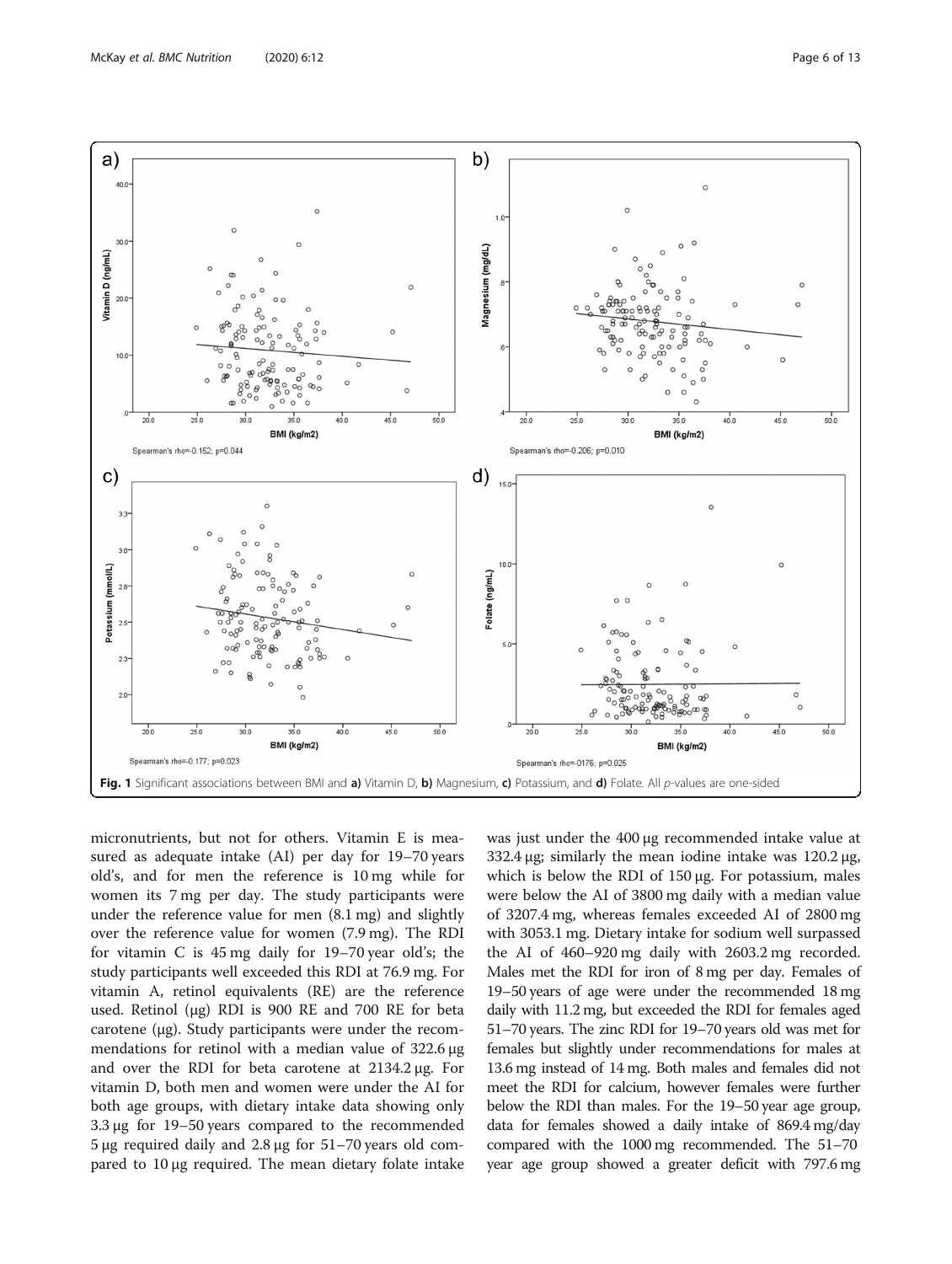Fig. 1 Significant associations between BMI and **a)** Vitamin D, **b)** Magnesium, **c)** Potassium, and **d)** Folate. All *p*-values are one-sided

micronutrients, but not for others. Vitamin E is measured as adequate intake (AI) per day for 19–70 years old's, and for men the reference is 10 mg while for women its 7 mg per day. The study participants were under the reference value for men (8.1 mg) and slightly over the reference value for women (7.9 mg). The RDI for vitamin C is 45 mg daily for 19–70 year old's; the study participants well exceeded this RDI at 76.9 mg. For vitamin A, retinol equivalents (RE) are the reference used. Retinol (μg) RDI is 900 RE and 700 RE for beta carotene (μg). Study participants were under the recommendations for retinol with a median value of 322.6 μg and over the RDI for beta carotene at 2134.2 μg. For vitamin D, both men and women were under the AI for both age groups, with dietary intake data showing only 3.3 μg for 19–50 years compared to the recommended 5 μg required daily and 2.8 μg for 51–70 years old compared to 10 μg required. The mean dietary folate intake was just under the 400 μg recommended intake value at 332.4 μg; similarly the mean iodine intake was 120.2 μg, which is below the RDI of 150 μg. For potassium, males were below the AI of 3800 mg daily with a median value of 3207.4 mg, whereas females exceeded AI of 2800 mg with 3053.1 mg. Dietary intake for sodium well surpassed the AI of 460–920 mg daily with 2603.2 mg recorded. Males met the RDI for iron of 8 mg per day. Females of 19–50 years of age were under the recommended 18 mg daily with 11.2 mg, but exceeded the RDI for females aged 51–70 years. The zinc RDI for 19–70 years old was met for females but slightly under recommendations for males at 13.6 mg instead of 14 mg. Both males and females did not meet the RDI for calcium, however females were further below the RDI than males. For the 19–50 year age group, data for females showed a daily intake of 869.4 mg/day compared with the 1000 mg recommended. The 51–70 year age group showed a greater deficit with 797.6 mg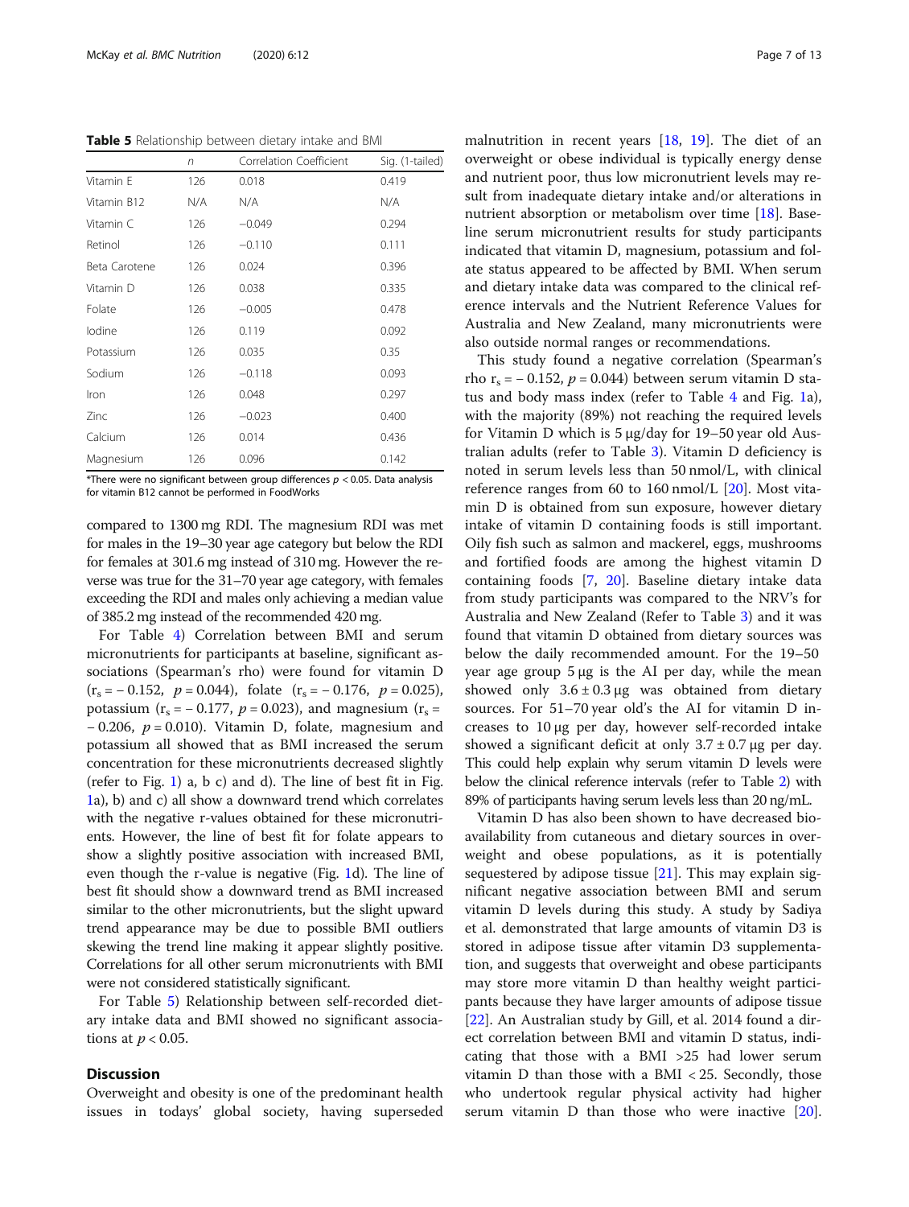**Table 5** Relationship between dietary intake and BMI

| | n | Correlation Coefficient | Sig. (1-tailed) |
|---|---|---|---|
| Vitamin E | 126 | 0.018 | 0.419 |
| Vitamin B12 | N/A | N/A | N/A |
| Vitamin C | 126 | −0.049 | 0.294 |
| Retinol | 126 | −0.110 | 0.111 |
| Beta Carotene | 126 | 0.024 | 0.396 |
| Vitamin D | 126 | 0.038 | 0.335 |
| Folate | 126 | −0.005 | 0.478 |
| Iodine | 126 | 0.119 | 0.092 |
| Potassium | 126 | 0.035 | 0.35 |
| Sodium | 126 | −0.118 | 0.093 |
| Iron | 126 | 0.048 | 0.297 |
| Zinc | 126 | −0.023 | 0.400 |
| Calcium | 126 | 0.014 | 0.436 |
| Magnesium | 126 | 0.096 | 0.142 |

*There were no significant between group differences $p < 0.05$. Data analysis for vitamin B12 cannot be performed in FoodWorks

compared to 1300 mg RDI. The magnesium RDI was met for males in the 19–30 year age category but below the RDI for females at 301.6 mg instead of 310 mg. However the reverse was true for the 31–70 year age category, with females exceeding the RDI and males only achieving a median value of 385.2 mg instead of the recommended 420 mg.

For Table 4) Correlation between BMI and serum micronutrients for participants at baseline, significant associations (Spearman's rho) were found for vitamin D ($r_s = -0.152$, $p = 0.044$), folate ($r_s = -0.176$, $p = 0.025$), potassium ($r_s = -0.177$, $p = 0.023$), and magnesium ($r_s = -0.206$, $p = 0.010$). Vitamin D, folate, magnesium and potassium all showed that as BMI increased the serum concentration for these micronutrients decreased slightly (refer to Fig. 1) a, b c) and d). The line of best fit in Fig. 1a), b) and c) all show a downward trend which correlates with the negative r-values obtained for these micronutrients. However, the line of best fit for folate appears to show a slightly positive association with increased BMI, even though the r-value is negative (Fig. 1d). The line of best fit should show a downward trend as BMI increased similar to the other micronutrients, but the slight upward trend appearance may be due to possible BMI outliers skewing the trend line making it appear slightly positive. Correlations for all other serum micronutrients with BMI were not considered statistically significant.

For Table 5) Relationship between self-recorded dietary intake data and BMI showed no significant associations at $p < 0.05$.

## Discussion

Overweight and obesity is one of the predominant health issues in todays' global society, having superseded malnutrition in recent years [18, 19]. The diet of an overweight or obese individual is typically energy dense and nutrient poor, thus low micronutrient levels may result from inadequate dietary intake and/or alterations in nutrient absorption or metabolism over time [18]. Baseline serum micronutrient results for study participants indicated that vitamin D, magnesium, potassium and folate status appeared to be affected by BMI. When serum and dietary intake data was compared to the clinical reference intervals and the Nutrient Reference Values for Australia and New Zealand, many micronutrients were also outside normal ranges or recommendations.

This study found a negative correlation (Spearman's rho $r_s = -0.152$, $p = 0.044$) between serum vitamin D status and body mass index (refer to Table 4 and Fig. 1a), with the majority (89%) not reaching the required levels for Vitamin D which is 5 μg/day for 19–50 year old Australian adults (refer to Table 3). Vitamin D deficiency is noted in serum levels less than 50 nmol/L, with clinical reference ranges from 60 to 160 nmol/L [20]. Most vitamin D is obtained from sun exposure, however dietary intake of vitamin D containing foods is still important. Oily fish such as salmon and mackerel, eggs, mushrooms and fortified foods are among the highest vitamin D containing foods [7, 20]. Baseline dietary intake data from study participants was compared to the NRV's for Australia and New Zealand (Refer to Table 3) and it was found that vitamin D obtained from dietary sources was below the daily recommended amount. For the 19–50 year age group 5 μg is the AI per day, while the mean showed only 3.6 ± 0.3 μg was obtained from dietary sources. For 51–70 year old's the AI for vitamin D increases to 10 μg per day, however self-recorded intake showed a significant deficit at only 3.7 ± 0.7 μg per day. This could help explain why serum vitamin D levels were below the clinical reference intervals (refer to Table 2) with 89% of participants having serum levels less than 20 ng/mL.

Vitamin D has also been shown to have decreased bioavailability from cutaneous and dietary sources in overweight and obese populations, as it is potentially sequestered by adipose tissue [21]. This may explain significant negative association between BMI and serum vitamin D levels during this study. A study by Sadiya et al. demonstrated that large amounts of vitamin D3 is stored in adipose tissue after vitamin D3 supplementation, and suggests that overweight and obese participants may store more vitamin D than healthy weight participants because they have larger amounts of adipose tissue [22]. An Australian study by Gill, et al. 2014 found a direct correlation between BMI and vitamin D status, indicating that those with a BMI >25 had lower serum vitamin D than those with a BMI < 25. Secondly, those who undertook regular physical activity had higher serum vitamin D than those who were inactive [20].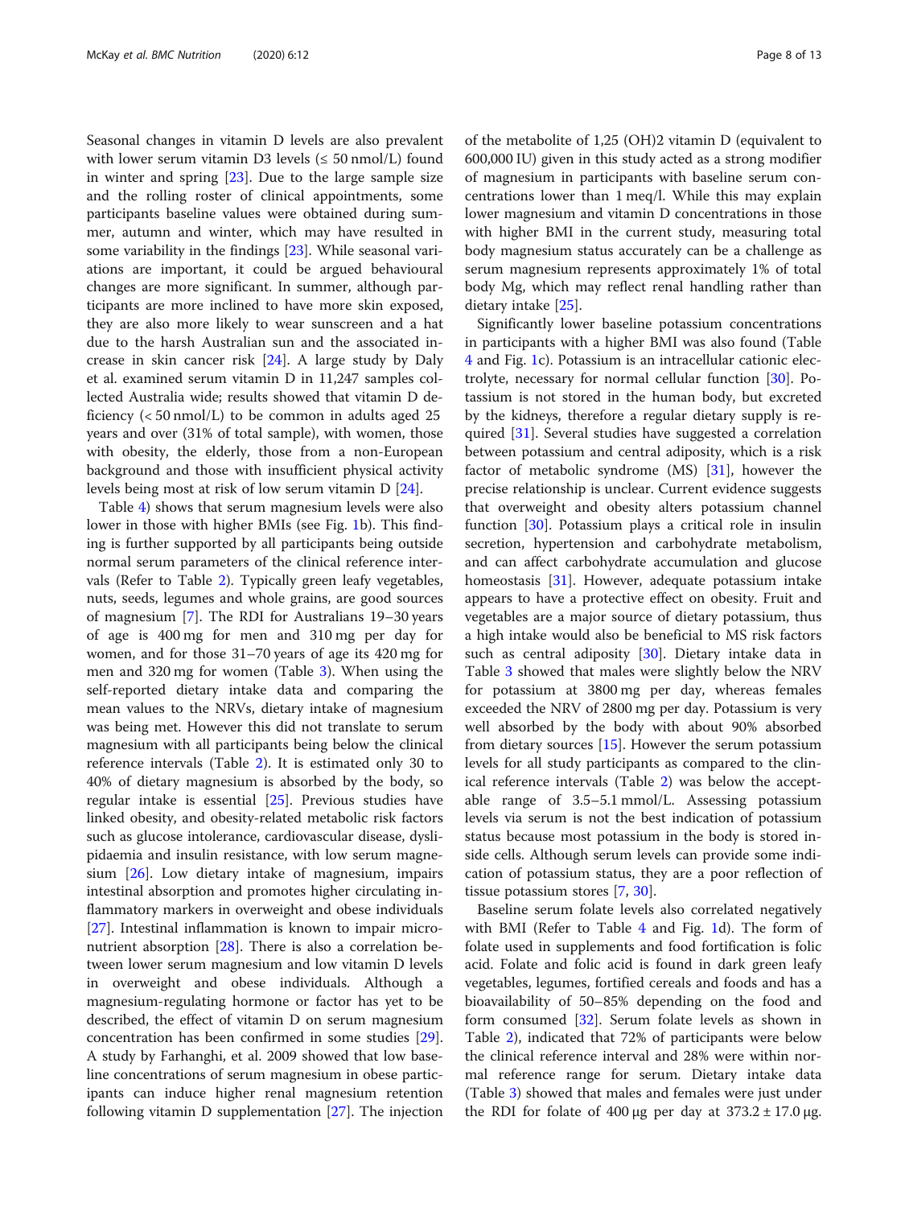Seasonal changes in vitamin D levels are also prevalent with lower serum vitamin D3 levels (≤ 50 nmol/L) found in winter and spring [23]. Due to the large sample size and the rolling roster of clinical appointments, some participants baseline values were obtained during summer, autumn and winter, which may have resulted in some variability in the findings [23]. While seasonal variations are important, it could be argued behavioural changes are more significant. In summer, although participants are more inclined to have more skin exposed, they are also more likely to wear sunscreen and a hat due to the harsh Australian sun and the associated increase in skin cancer risk [24]. A large study by Daly et al. examined serum vitamin D in 11,247 samples collected Australia wide; results showed that vitamin D deficiency (< 50 nmol/L) to be common in adults aged 25 years and over (31% of total sample), with women, those with obesity, the elderly, those from a non-European background and those with insufficient physical activity levels being most at risk of low serum vitamin D [24].

Table 4) shows that serum magnesium levels were also lower in those with higher BMIs (see Fig. 1b). This finding is further supported by all participants being outside normal serum parameters of the clinical reference intervals (Refer to Table 2). Typically green leafy vegetables, nuts, seeds, legumes and whole grains, are good sources of magnesium [7]. The RDI for Australians 19–30 years of age is 400 mg for men and 310 mg per day for women, and for those 31–70 years of age its 420 mg for men and 320 mg for women (Table 3). When using the self-reported dietary intake data and comparing the mean values to the NRVs, dietary intake of magnesium was being met. However this did not translate to serum magnesium with all participants being below the clinical reference intervals (Table 2). It is estimated only 30 to 40% of dietary magnesium is absorbed by the body, so regular intake is essential [25]. Previous studies have linked obesity, and obesity-related metabolic risk factors such as glucose intolerance, cardiovascular disease, dyslipidaemia and insulin resistance, with low serum magnesium [26]. Low dietary intake of magnesium, impairs intestinal absorption and promotes higher circulating inflammatory markers in overweight and obese individuals [27]. Intestinal inflammation is known to impair micronutrient absorption [28]. There is also a correlation between lower serum magnesium and low vitamin D levels in overweight and obese individuals. Although a magnesium-regulating hormone or factor has yet to be described, the effect of vitamin D on serum magnesium concentration has been confirmed in some studies [29]. A study by Farhanghi, et al. 2009 showed that low baseline concentrations of serum magnesium in obese participants can induce higher renal magnesium retention following vitamin D supplementation [27]. The injection of the metabolite of 1,25 (OH)2 vitamin D (equivalent to 600,000 IU) given in this study acted as a strong modifier of magnesium in participants with baseline serum concentrations lower than 1 meq/l. While this may explain lower magnesium and vitamin D concentrations in those with higher BMI in the current study, measuring total body magnesium status accurately can be a challenge as serum magnesium represents approximately 1% of total body Mg, which may reflect renal handling rather than dietary intake [25].

Significantly lower baseline potassium concentrations in participants with a higher BMI was also found (Table 4 and Fig. 1c). Potassium is an intracellular cationic electrolyte, necessary for normal cellular function [30]. Potassium is not stored in the human body, but excreted by the kidneys, therefore a regular dietary supply is required [31]. Several studies have suggested a correlation between potassium and central adiposity, which is a risk factor of metabolic syndrome (MS) [31], however the precise relationship is unclear. Current evidence suggests that overweight and obesity alters potassium channel function [30]. Potassium plays a critical role in insulin secretion, hypertension and carbohydrate metabolism, and can affect carbohydrate accumulation and glucose homeostasis [31]. However, adequate potassium intake appears to have a protective effect on obesity. Fruit and vegetables are a major source of dietary potassium, thus a high intake would also be beneficial to MS risk factors such as central adiposity [30]. Dietary intake data in Table 3 showed that males were slightly below the NRV for potassium at 3800 mg per day, whereas females exceeded the NRV of 2800 mg per day. Potassium is very well absorbed by the body with about 90% absorbed from dietary sources [15]. However the serum potassium levels for all study participants as compared to the clinical reference intervals (Table 2) was below the acceptable range of 3.5–5.1 mmol/L. Assessing potassium levels via serum is not the best indication of potassium status because most potassium in the body is stored inside cells. Although serum levels can provide some indication of potassium status, they are a poor reflection of tissue potassium stores [7, 30].

Baseline serum folate levels also correlated negatively with BMI (Refer to Table 4 and Fig. 1d). The form of folate used in supplements and food fortification is folic acid. Folate and folic acid is found in dark green leafy vegetables, legumes, fortified cereals and foods and has a bioavailability of 50–85% depending on the food and form consumed [32]. Serum folate levels as shown in Table 2), indicated that 72% of participants were below the clinical reference interval and 28% were within normal reference range for serum. Dietary intake data (Table 3) showed that males and females were just under the RDI for folate of 400 μg per day at 373.2 ± 17.0 μg.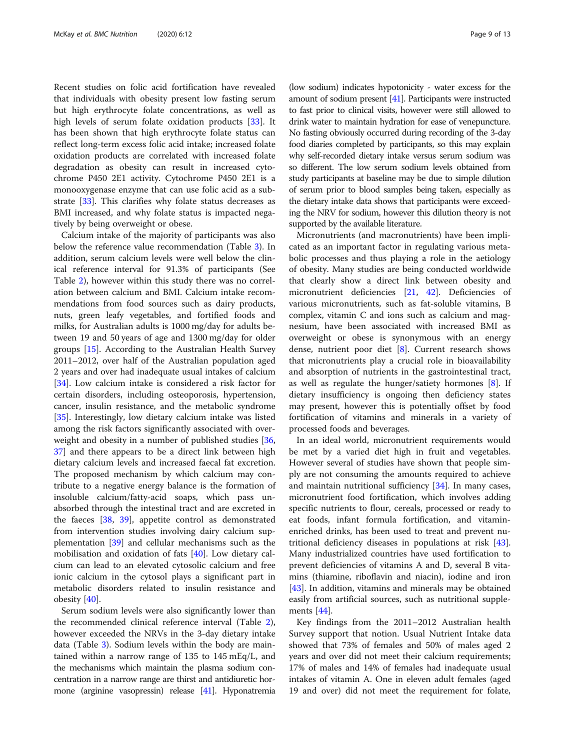Recent studies on folic acid fortification have revealed that individuals with obesity present low fasting serum but high erythrocyte folate concentrations, as well as high levels of serum folate oxidation products [33]. It has been shown that high erythrocyte folate status can reflect long-term excess folic acid intake; increased folate oxidation products are correlated with increased folate degradation as obesity can result in increased cytochrome P450 2E1 activity. Cytochrome P450 2E1 is a monooxygenase enzyme that can use folic acid as a substrate [33]. This clarifies why folate status decreases as BMI increased, and why folate status is impacted negatively by being overweight or obese.

Calcium intake of the majority of participants was also below the reference value recommendation (Table 3). In addition, serum calcium levels were well below the clinical reference interval for 91.3% of participants (See Table 2), however within this study there was no correlation between calcium and BMI. Calcium intake recommendations from food sources such as dairy products, nuts, green leafy vegetables, and fortified foods and milks, for Australian adults is 1000 mg/day for adults between 19 and 50 years of age and 1300 mg/day for older groups [15]. According to the Australian Health Survey 2011–2012, over half of the Australian population aged 2 years and over had inadequate usual intakes of calcium [34]. Low calcium intake is considered a risk factor for certain disorders, including osteoporosis, hypertension, cancer, insulin resistance, and the metabolic syndrome [35]. Interestingly, low dietary calcium intake was listed among the risk factors significantly associated with overweight and obesity in a number of published studies [36, 37] and there appears to be a direct link between high dietary calcium levels and increased faecal fat excretion. The proposed mechanism by which calcium may contribute to a negative energy balance is the formation of insoluble calcium/fatty-acid soaps, which pass unabsorbed through the intestinal tract and are excreted in the faeces [38, 39], appetite control as demonstrated from intervention studies involving dairy calcium supplementation [39] and cellular mechanisms such as the mobilisation and oxidation of fats [40]. Low dietary calcium can lead to an elevated cytosolic calcium and free ionic calcium in the cytosol plays a significant part in metabolic disorders related to insulin resistance and obesity [40].

Serum sodium levels were also significantly lower than the recommended clinical reference interval (Table 2), however exceeded the NRVs in the 3-day dietary intake data (Table 3). Sodium levels within the body are maintained within a narrow range of 135 to 145 mEq/L, and the mechanisms which maintain the plasma sodium concentration in a narrow range are thirst and antidiuretic hormone (arginine vasopressin) release [41]. Hyponatremia (low sodium) indicates hypotonicity - water excess for the amount of sodium present [41]. Participants were instructed to fast prior to clinical visits, however were still allowed to drink water to maintain hydration for ease of venepuncture. No fasting obviously occurred during recording of the 3-day food diaries completed by participants, so this may explain why self-recorded dietary intake versus serum sodium was so different. The low serum sodium levels obtained from study participants at baseline may be due to simple dilution of serum prior to blood samples being taken, especially as the dietary intake data shows that participants were exceeding the NRV for sodium, however this dilution theory is not supported by the available literature.

Micronutrients (and macronutrients) have been implicated as an important factor in regulating various metabolic processes and thus playing a role in the aetiology of obesity. Many studies are being conducted worldwide that clearly show a direct link between obesity and micronutrient deficiencies [21, 42]. Deficiencies of various micronutrients, such as fat-soluble vitamins, B complex, vitamin C and ions such as calcium and magnesium, have been associated with increased BMI as overweight or obese is synonymous with an energy dense, nutrient poor diet [8]. Current research shows that micronutrients play a crucial role in bioavailability and absorption of nutrients in the gastrointestinal tract, as well as regulate the hunger/satiety hormones [8]. If dietary insufficiency is ongoing then deficiency states may present, however this is potentially offset by food fortification of vitamins and minerals in a variety of processed foods and beverages.

In an ideal world, micronutrient requirements would be met by a varied diet high in fruit and vegetables. However several of studies have shown that people simply are not consuming the amounts required to achieve and maintain nutritional sufficiency [34]. In many cases, micronutrient food fortification, which involves adding specific nutrients to flour, cereals, processed or ready to eat foods, infant formula fortification, and vitamin-enriched drinks, has been used to treat and prevent nutritional deficiency diseases in populations at risk [43]. Many industrialized countries have used fortification to prevent deficiencies of vitamins A and D, several B vitamins (thiamine, riboflavin and niacin), iodine and iron [43]. In addition, vitamins and minerals may be obtained easily from artificial sources, such as nutritional supplements [44].

Key findings from the 2011–2012 Australian health Survey support that notion. Usual Nutrient Intake data showed that 73% of females and 50% of males aged 2 years and over did not meet their calcium requirements; 17% of males and 14% of females had inadequate usual intakes of vitamin A. One in eleven adult females (aged 19 and over) did not meet the requirement for folate,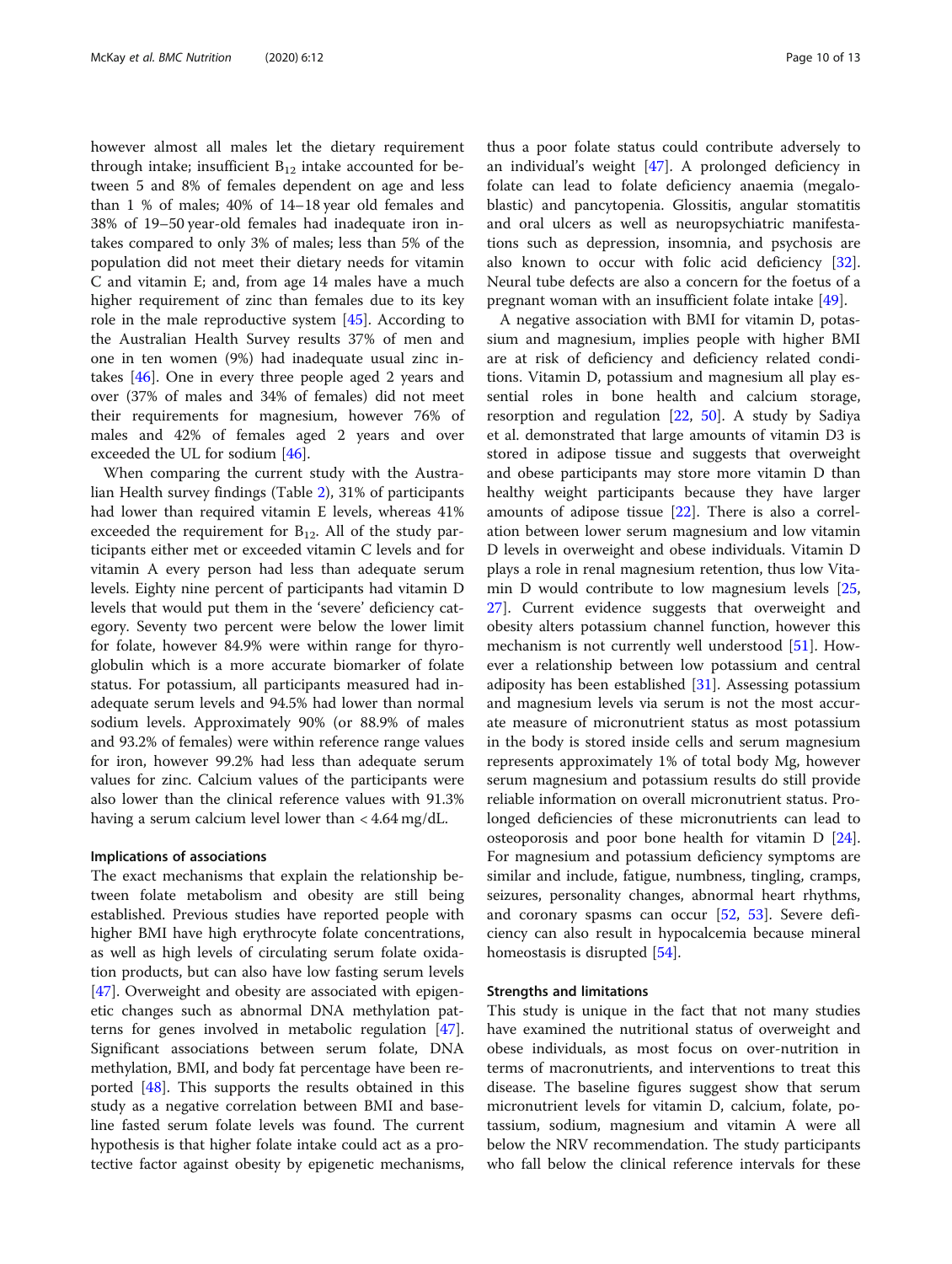however almost all males let the dietary requirement through intake; insufficient $B_{12}$ intake accounted for between 5 and 8% of females dependent on age and less than 1 % of males; 40% of 14–18 year old females and 38% of 19–50 year-old females had inadequate iron intakes compared to only 3% of males; less than 5% of the population did not meet their dietary needs for vitamin C and vitamin E; and, from age 14 males have a much higher requirement of zinc than females due to its key role in the male reproductive system [45]. According to the Australian Health Survey results 37% of men and one in ten women (9%) had inadequate usual zinc intakes [46]. One in every three people aged 2 years and over (37% of males and 34% of females) did not meet their requirements for magnesium, however 76% of males and 42% of females aged 2 years and over exceeded the UL for sodium [46].

When comparing the current study with the Australian Health survey findings (Table 2), 31% of participants had lower than required vitamin E levels, whereas 41% exceeded the requirement for $B_{12}$. All of the study participants either met or exceeded vitamin C levels and for vitamin A every person had less than adequate serum levels. Eighty nine percent of participants had vitamin D levels that would put them in the 'severe' deficiency category. Seventy two percent were below the lower limit for folate, however 84.9% were within range for thyroglobulin which is a more accurate biomarker of folate status. For potassium, all participants measured had inadequate serum levels and 94.5% had lower than normal sodium levels. Approximately 90% (or 88.9% of males and 93.2% of females) were within reference range values for iron, however 99.2% had less than adequate serum values for zinc. Calcium values of the participants were also lower than the clinical reference values with 91.3% having a serum calcium level lower than < 4.64 mg/dL.

### Implications of associations

The exact mechanisms that explain the relationship between folate metabolism and obesity are still being established. Previous studies have reported people with higher BMI have high erythrocyte folate concentrations, as well as high levels of circulating serum folate oxidation products, but can also have low fasting serum levels [47]. Overweight and obesity are associated with epigenetic changes such as abnormal DNA methylation patterns for genes involved in metabolic regulation [47]. Significant associations between serum folate, DNA methylation, BMI, and body fat percentage have been reported [48]. This supports the results obtained in this study as a negative correlation between BMI and baseline fasted serum folate levels was found. The current hypothesis is that higher folate intake could act as a protective factor against obesity by epigenetic mechanisms, thus a poor folate status could contribute adversely to an individual's weight [47]. A prolonged deficiency in folate can lead to folate deficiency anaemia (megaloblastic) and pancytopenia. Glossitis, angular stomatitis and oral ulcers as well as neuropsychiatric manifestations such as depression, insomnia, and psychosis are also known to occur with folic acid deficiency [32]. Neural tube defects are also a concern for the foetus of a pregnant woman with an insufficient folate intake [49].

A negative association with BMI for vitamin D, potassium and magnesium, implies people with higher BMI are at risk of deficiency and deficiency related conditions. Vitamin D, potassium and magnesium all play essential roles in bone health and calcium storage, resorption and regulation [22, 50]. A study by Sadiya et al. demonstrated that large amounts of vitamin D3 is stored in adipose tissue and suggests that overweight and obese participants may store more vitamin D than healthy weight participants because they have larger amounts of adipose tissue [22]. There is also a correlation between lower serum magnesium and low vitamin D levels in overweight and obese individuals. Vitamin D plays a role in renal magnesium retention, thus low Vitamin D would contribute to low magnesium levels [25, 27]. Current evidence suggests that overweight and obesity alters potassium channel function, however this mechanism is not currently well understood [51]. However a relationship between low potassium and central adiposity has been established [31]. Assessing potassium and magnesium levels via serum is not the most accurate measure of micronutrient status as most potassium in the body is stored inside cells and serum magnesium represents approximately 1% of total body Mg, however serum magnesium and potassium results do still provide reliable information on overall micronutrient status. Prolonged deficiencies of these micronutrients can lead to osteoporosis and poor bone health for vitamin D [24]. For magnesium and potassium deficiency symptoms are similar and include, fatigue, numbness, tingling, cramps, seizures, personality changes, abnormal heart rhythms, and coronary spasms can occur [52, 53]. Severe deficiency can also result in hypocalcemia because mineral homeostasis is disrupted [54].

### Strengths and limitations

This study is unique in the fact that not many studies have examined the nutritional status of overweight and obese individuals, as most focus on over-nutrition in terms of macronutrients, and interventions to treat this disease. The baseline figures suggest show that serum micronutrient levels for vitamin D, calcium, folate, potassium, sodium, magnesium and vitamin A were all below the NRV recommendation. The study participants who fall below the clinical reference intervals for these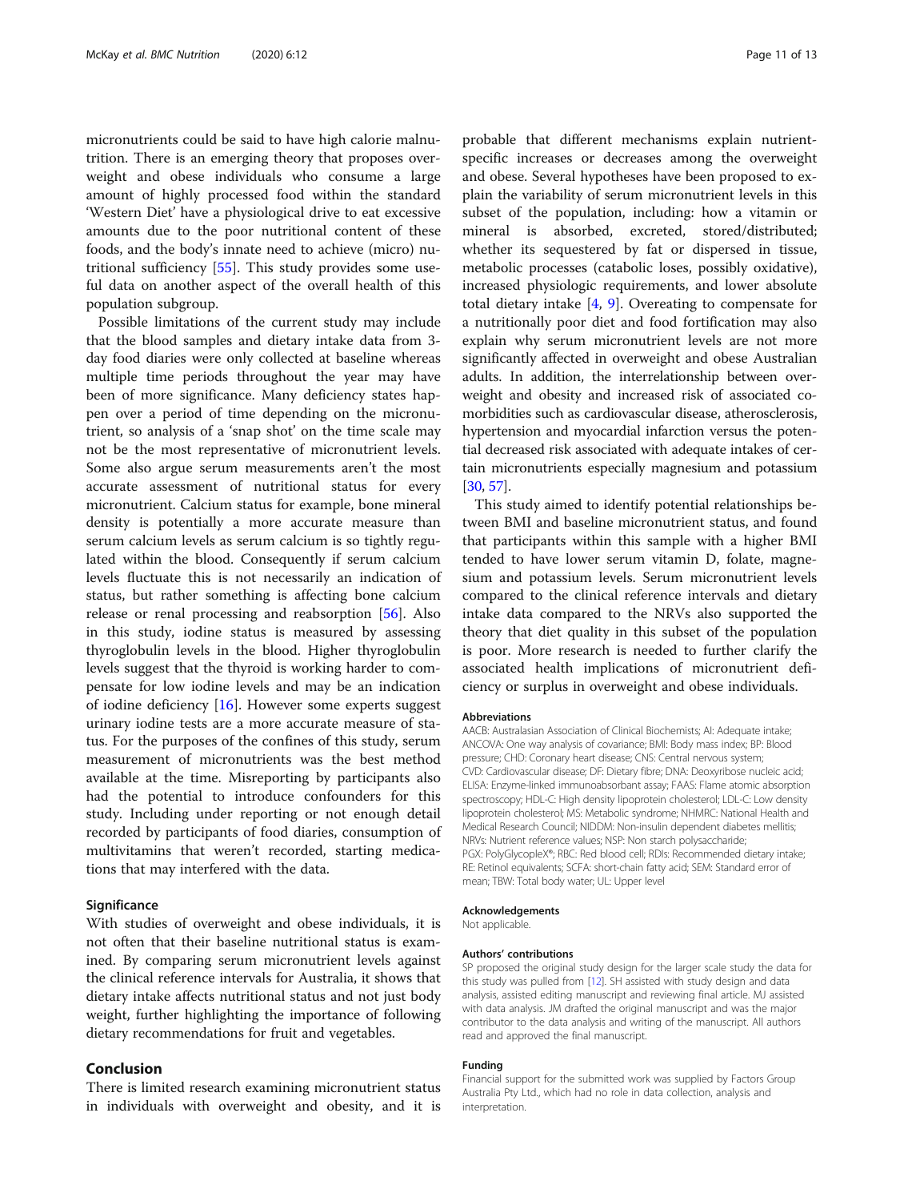micronutrients could be said to have high calorie malnutrition. There is an emerging theory that proposes overweight and obese individuals who consume a large amount of highly processed food within the standard 'Western Diet' have a physiological drive to eat excessive amounts due to the poor nutritional content of these foods, and the body's innate need to achieve (micro) nutritional sufficiency [55]. This study provides some useful data on another aspect of the overall health of this population subgroup.

Possible limitations of the current study may include that the blood samples and dietary intake data from 3-day food diaries were only collected at baseline whereas multiple time periods throughout the year may have been of more significance. Many deficiency states happen over a period of time depending on the micronutrient, so analysis of a 'snap shot' on the time scale may not be the most representative of micronutrient levels. Some also argue serum measurements aren't the most accurate assessment of nutritional status for every micronutrient. Calcium status for example, bone mineral density is potentially a more accurate measure than serum calcium levels as serum calcium is so tightly regulated within the blood. Consequently if serum calcium levels fluctuate this is not necessarily an indication of status, but rather something is affecting bone calcium release or renal processing and reabsorption [56]. Also in this study, iodine status is measured by assessing thyroglobulin levels in the blood. Higher thyroglobulin levels suggest that the thyroid is working harder to compensate for low iodine levels and may be an indication of iodine deficiency [16]. However some experts suggest urinary iodine tests are a more accurate measure of status. For the purposes of the confines of this study, serum measurement of micronutrients was the best method available at the time. Misreporting by participants also had the potential to introduce confounders for this study. Including under reporting or not enough detail recorded by participants of food diaries, consumption of multivitamins that weren't recorded, starting medications that may interfered with the data.

### Significance

With studies of overweight and obese individuals, it is not often that their baseline nutritional status is examined. By comparing serum micronutrient levels against the clinical reference intervals for Australia, it shows that dietary intake affects nutritional status and not just body weight, further highlighting the importance of following dietary recommendations for fruit and vegetables.

## Conclusion

There is limited research examining micronutrient status in individuals with overweight and obesity, and it is probable that different mechanisms explain nutrient-specific increases or decreases among the overweight and obese. Several hypotheses have been proposed to explain the variability of serum micronutrient levels in this subset of the population, including: how a vitamin or mineral is absorbed, excreted, stored/distributed; whether its sequestered by fat or dispersed in tissue, metabolic processes (catabolic loses, possibly oxidative), increased physiologic requirements, and lower absolute total dietary intake [4, 9]. Overeating to compensate for a nutritionally poor diet and food fortification may also explain why serum micronutrient levels are not more significantly affected in overweight and obese Australian adults. In addition, the interrelationship between overweight and obesity and increased risk of associated co-morbidities such as cardiovascular disease, atherosclerosis, hypertension and myocardial infarction versus the potential decreased risk associated with adequate intakes of certain micronutrients especially magnesium and potassium [30, 57].

This study aimed to identify potential relationships between BMI and baseline micronutrient status, and found that participants within this sample with a higher BMI tended to have lower serum vitamin D, folate, magnesium and potassium levels. Serum micronutrient levels compared to the clinical reference intervals and dietary intake data compared to the NRVs also supported the theory that diet quality in this subset of the population is poor. More research is needed to further clarify the associated health implications of micronutrient deficiency or surplus in overweight and obese individuals.

#### Abbreviations

AACB: Australasian Association of Clinical Biochemists; AI: Adequate intake; ANCOVA: One way analysis of covariance; BMI: Body mass index; BP: Blood pressure; CHD: Coronary heart disease; CNS: Central nervous system; CVD: Cardiovascular disease; DF: Dietary fibre; DNA: Deoxyribose nucleic acid; ELISA: Enzyme-linked immunoabsorbant assay; FAAS: Flame atomic absorption spectroscopy; HDL-C: High density lipoprotein cholesterol; LDL-C: Low density lipoprotein cholesterol; MS: Metabolic syndrome; NHMRC: National Health and Medical Research Council; NIDDM: Non-insulin dependent diabetes mellitis; NRVs: Nutrient reference values; NSP: Non starch polysaccharide; PGX: PolyGlycopleX®; RBC: Red blood cell; RDIs: Recommended dietary intake; RE: Retinol equivalents; SCFA: short-chain fatty acid; SEM: Standard error of mean; TBW: Total body water; UL: Upper level

#### Acknowledgements

Not applicable.

#### Authors' contributions

SP proposed the original study design for the larger scale study the data for this study was pulled from [12]. SH assisted with study design and data analysis, assisted editing manuscript and reviewing final article. MJ assisted with data analysis. JM drafted the original manuscript and was the major contributor to the data analysis and writing of the manuscript. All authors read and approved the final manuscript.

#### Funding

Financial support for the submitted work was supplied by Factors Group Australia Pty Ltd., which had no role in data collection, analysis and interpretation.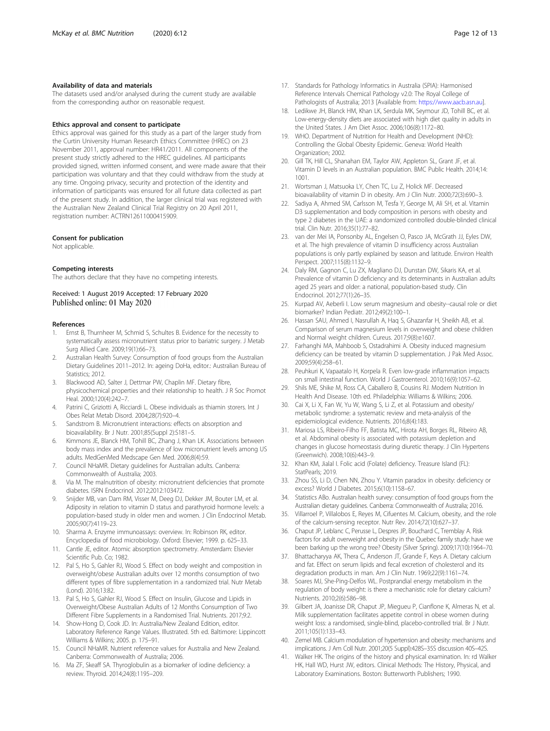#### Availability of data and materials

The datasets used and/or analysed during the current study are available from the corresponding author on reasonable request.

#### Ethics approval and consent to participate

Ethics approval was gained for this study as a part of the larger study from the Curtin University Human Research Ethics Committee (HREC) on 23 November 2011, approval number: HR41/2011. All components of the present study strictly adhered to the HREC guidelines. All participants provided signed, written informed consent, and were made aware that their participation was voluntary and that they could withdraw from the study at any time. Ongoing privacy, security and protection of the identity and information of participants was ensured for all future data collected as part of the present study. In addition, the larger clinical trial was registered with the Australian New Zealand Clinical Trial Registry on 20 April 2011, registration number: ACTRN12611000415909.

#### Consent for publication

Not applicable.

#### Competing interests

The authors declare that they have no competing interests.

Received: 1 August 2019 Accepted: 17 February 2020
Published online: 01 May 2020

#### References

1. Ernst B, Thurnheer M, Schmid S, Schultes B. Evidence for the necessity to systematically assess micronutrient status prior to bariatric surgery. J Metab Surg Allied Care. 2009;19(1):66–73.
2. Australian Health Survey: Consumption of food groups from the Australian Dietary Guidelines 2011–2012. In: ageing DoHa, editor.: Australian Bureau of Statistics; 2012.
3. Blackwood AD, Salter J, Dettmar PW, Chaplin MF. Dietary fibre, physicochemical properties and their relationship to health. J R Soc Promot Heal. 2000;120(4):242–7.
4. Patrini C, Griziotti A, Ricciardi L. Obese individuals as thiamin storers. Int J Obes Relat Metab Disord. 2004;28(7):920–4.
5. Sandstrom B. Micronutrient interactions: effects on absorption and bioavailability. Br J Nutr. 2001;85(Suppl 2):S181–5.
6. Kimmons JE, Blanck HM, Tohill BC, Zhang J, Khan LK. Associations between body mass index and the prevalence of low micronutrient levels among US adults. MedGenMed Medscape Gen Med. 2006;8(4):59.
7. Council NHaMR. Dietary guidelines for Australian adults. Canberra: Commonwealth of Australia; 2003.
8. Via M. The malnutrition of obesity: micronutrient deficiencies that promote diabetes. ISRN Endocrinol. 2012;2012:103472.
9. Snijder MB, van Dam RM, Visser M, Deeg DJ, Dekker JM, Bouter LM, et al. Adiposity in relation to vitamin D status and parathyroid hormone levels: a population-based study in older men and women. J Clin Endocrinol Metab. 2005;90(7):4119–23.
10. Sharma A. Enzyme immunoassays: overview. In: Robinson RK, editor. Encyclopedia of food microbiology. Oxford: Elsevier; 1999. p. 625–33.
11. Cantle JE, editor. Atomic absorption spectrometry. Amsterdam: Elsevier Scientific Pub. Co; 1982.
12. Pal S, Ho S, Gahler RJ, Wood S. Effect on body weight and composition in overweight/obese Australian adults over 12 months consumption of two different types of fibre supplementation in a randomized trial. Nutr Metab (Lond). 2016;13:82.
13. Pal S, Ho S, Gahler RJ, Wood S. Effect on Insulin, Glucose and Lipids in Overweight/Obese Australian Adults of 12 Months Consumption of Two Different Fibre Supplements in a Randomised Trial. Nutrients. 2017;9:2.
14. Show-Hong D, Cook JD. In: Australia/New Zealand Edition, editor. Laboratory Reference Range Values. Illustrated. 5th ed. Baltimore: Lippincott Williams & Wilkins; 2005. p. 175–91.
15. Council NHaMR. Nutrient reference values for Australia and New Zealand. Canberra: Commonwealth of Australia; 2006.
16. Ma ZF, Skeaff SA. Thyroglobulin as a biomarker of iodine deficiency: a review. Thyroid. 2014;24(8):1195–209.
17. Standards for Pathology Informatics in Australia (SPIA): Harmonised Reference Intervals Chemical Pathology v2.0: The Royal College of Pathologists of Australia; 2013 [Available from: https://www.aacb.asn.au].
18. Ledikwe JH, Blanck HM, Khan LK, Serdula MK, Seymour JD, Tohill BC, et al. Low-energy-density diets are associated with high diet quality in adults in the United States. J Am Diet Assoc. 2006;106(8):1172–80.
19. WHO. Department of Nutrition for Health and Development (NHD): Controlling the Global Obesity Epidemic. Geneva: World Health Organization; 2002.
20. Gill TK, Hill CL, Shanahan EM, Taylor AW, Appleton SL, Grant JF, et al. Vitamin D levels in an Australian population. BMC Public Health. 2014;14:1001.
21. Wortsman J, Matsuoka LY, Chen TC, Lu Z, Holick MF. Decreased bioavailability of vitamin D in obesity. Am J Clin Nutr. 2000;72(3):690–3.
22. Sadiya A, Ahmed SM, Carlsson M, Tesfa Y, George M, Ali SH, et al. Vitamin D3 supplementation and body composition in persons with obesity and type 2 diabetes in the UAE: a randomized controlled double-blinded clinical trial. Clin Nutr. 2016;35(1):77–82.
23. van der Mei IA, Ponsonby AL, Engelsen O, Pasco JA, McGrath JJ, Eyles DW, et al. The high prevalence of vitamin D insufficiency across Australian populations is only partly explained by season and latitude. Environ Health Perspect. 2007;115(8):1132–9.
24. Daly RM, Gagnon C, Lu ZX, Magliano DJ, Dunstan DW, Sikaris KA, et al. Prevalence of vitamin D deficiency and its determinants in Australian adults aged 25 years and older: a national, population-based study. Clin Endocrinol. 2012;77(1):26–35.
25. Kurpad AV, Aeberli I. Low serum magnesium and obesity--causal role or diet biomarker? Indian Pediatr. 2012;49(2):100–1.
26. Hassan SAU, Ahmed I, Nasrullah A, Haq S, Ghazanfar H, Sheikh AB, et al. Comparison of serum magnesium levels in overweight and obese children and Normal weight children. Cureus. 2017;9(8):e1607.
27. Farhanghi MA, Mahboob S, Ostadrahimi A. Obesity induced magnesium deficiency can be treated by vitamin D supplementation. J Pak Med Assoc. 2009;59(4):258–61.
28. Peuhkuri K, Vapaatalo H, Korpela R. Even low-grade inflammation impacts on small intestinal function. World J Gastroenterol. 2010;16(9):1057–62.
29. Shils ME, Shike M, Ross CA, Caballero B, Cousins RJ. Modern Nutrition In Health And Disease. 10th ed. Philadelphia: Williams & Wilkins; 2006.
30. Cai X, Li X, Fan W, Yu W, Wang S, Li Z, et al. Potassium and obesity/metabolic syndrome: a systematic review and meta-analysis of the epidemiological evidence. Nutrients. 2016;8(4):183.
31. Mariosa LS, Ribeiro-Filho FF, Batista MC, Hirota AH, Borges RL, Ribeiro AB, et al. Abdominal obesity is associated with potassium depletion and changes in glucose homeostasis during diuretic therapy. J Clin Hypertens (Greenwich). 2008;10(6):443–9.
32. Khan KM, Jialal I. Folic acid (Folate) deficiency. Treasure Island (FL): StatPearls; 2019.
33. Zhou SS, Li D, Chen NN, Zhou Y. Vitamin paradox in obesity: deficiency or excess? World J Diabetes. 2015;6(10):1158–67.
34. Statistics ABo. Australian health survey: consumption of food groups from the Australian dietary guidelines. Canberra: Commonwealth of Australia; 2016.
35. Villarroel P, Villalobos E, Reyes M, Cifuentes M. Calcium, obesity, and the role of the calcium-sensing receptor. Nutr Rev. 2014;72(10):627–37.
36. Chaput JP, Leblanc C, Perusse L, Despres JP, Bouchard C, Tremblay A. Risk factors for adult overweight and obesity in the Quebec family study: have we been barking up the wrong tree? Obesity (Silver Spring). 2009;17(10):1964–70.
37. Bhattacharyya AK, Thera C, Anderson JT, Grande F, Keys A. Dietary calcium and fat. Effect on serum lipids and fecal excretion of cholesterol and its degradation products in man. Am J Clin Nutr. 1969;22(9):1161–74.
38. Soares MJ, She-Ping-Delfos WL. Postprandial energy metabolism in the regulation of body weight: is there a mechanistic role for dietary calcium? Nutrients. 2010;2(6):586–98.
39. Gilbert JA, Joanisse DR, Chaput JP, Miegueu P, Cianflone K, Almeras N, et al. Milk supplementation facilitates appetite control in obese women during weight loss: a randomised, single-blind, placebo-controlled trial. Br J Nutr. 2011;105(1):133–43.
40. Zemel MB. Calcium modulation of hypertension and obesity: mechanisms and implications. J Am Coll Nutr. 2001;20(5 Suppl):428S–35S discussion 40S–42S.
41. Walker HK. The origins of the history and physical examination. In: rd Walker HK, Hall WD, Hurst JW, editors. Clinical Methods: The History, Physical, and Laboratory Examinations. Boston: Butterworth Publishers; 1990.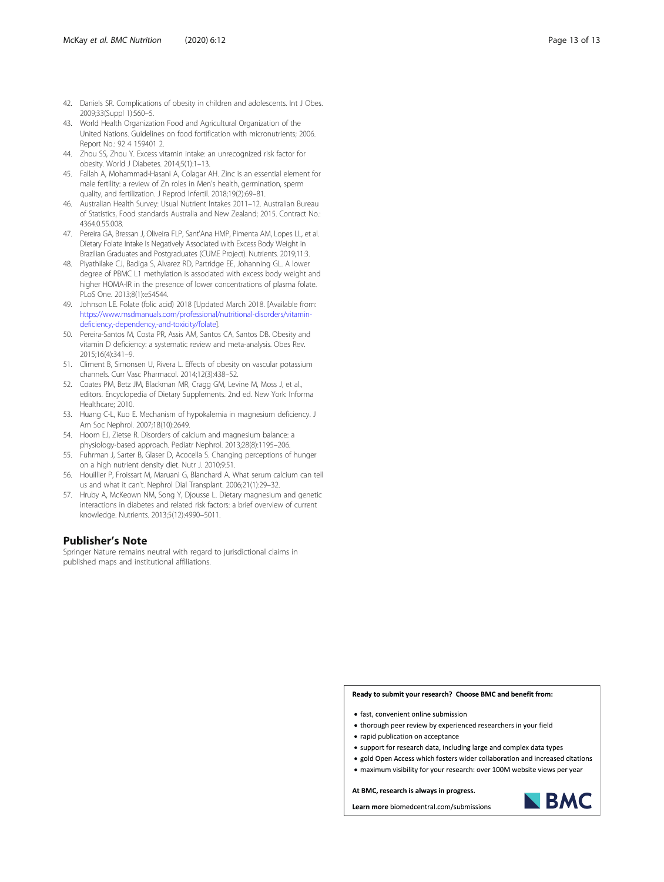42. Daniels SR. Complications of obesity in children and adolescents. Int J Obes. 2009;33(Suppl 1):S60–5.
43. World Health Organization Food and Agricultural Organization of the United Nations. Guidelines on food fortification with micronutrients; 2006. Report No.: 92 4 159401 2.
44. Zhou SS, Zhou Y. Excess vitamin intake: an unrecognized risk factor for obesity. World J Diabetes. 2014;5(1):1–13.
45. Fallah A, Mohammad-Hasani A, Colagar AH. Zinc is an essential element for male fertility: a review of Zn roles in Men's health, germination, sperm quality, and fertilization. J Reprod Infertil. 2018;19(2):69–81.
46. Australian Health Survey: Usual Nutrient Intakes 2011–12. Australian Bureau of Statistics, Food standards Australia and New Zealand; 2015. Contract No.: 4364.0.55.008.
47. Pereira GA, Bressan J, Oliveira FLP, Sant'Ana HMP, Pimenta AM, Lopes LL, et al. Dietary Folate Intake Is Negatively Associated with Excess Body Weight in Brazilian Graduates and Postgraduates (CUME Project). Nutrients. 2019;11:3.
48. Piyathilake CJ, Badiga S, Alvarez RD, Partridge EE, Johanning GL. A lower degree of PBMC L1 methylation is associated with excess body weight and higher HOMA-IR in the presence of lower concentrations of plasma folate. PLoS One. 2013;8(1):e54544.
49. Johnson LE. Folate (folic acid) 2018 [Updated March 2018. [Available from: https://www.msdmanuals.com/professional/nutritional-disorders/vitamin-deficiency,-dependency,-and-toxicity/folate].
50. Pereira-Santos M, Costa PR, Assis AM, Santos CA, Santos DB. Obesity and vitamin D deficiency: a systematic review and meta-analysis. Obes Rev. 2015;16(4):341–9.
51. Climent B, Simonsen U, Rivera L. Effects of obesity on vascular potassium channels. Curr Vasc Pharmacol. 2014;12(3):438–52.
52. Coates PM, Betz JM, Blackman MR, Cragg GM, Levine M, Moss J, et al., editors. Encyclopedia of Dietary Supplements. 2nd ed. New York: Informa Healthcare; 2010.
53. Huang C-L, Kuo E. Mechanism of hypokalemia in magnesium deficiency. J Am Soc Nephrol. 2007;18(10):2649.
54. Hoorn EJ, Zietse R. Disorders of calcium and magnesium balance: a physiology-based approach. Pediatr Nephrol. 2013;28(8):1195–206.
55. Fuhrman J, Sarter B, Glaser D, Acocella S. Changing perceptions of hunger on a high nutrient density diet. Nutr J. 2010;9:51.
56. Houillier P, Froissart M, Maruani G, Blanchard A. What serum calcium can tell us and what it can't. Nephrol Dial Transplant. 2006;21(1):29–32.
57. Hruby A, McKeown NM, Song Y, Djousse L. Dietary magnesium and genetic interactions in diabetes and related risk factors: a brief overview of current knowledge. Nutrients. 2013;5(12):4990–5011.

## Publisher's Note

Springer Nature remains neutral with regard to jurisdictional claims in published maps and institutional affiliations.

**Ready to submit your research? Choose BMC and benefit from:**

- fast, convenient online submission
- thorough peer review by experienced researchers in your field
- rapid publication on acceptance
- support for research data, including large and complex data types
- gold Open Access which fosters wider collaboration and increased citations
- maximum visibility for your research: over 100M website views per year

**At BMC, research is always in progress.**

**Learn more** biomedcentral.com/submissions

BMC